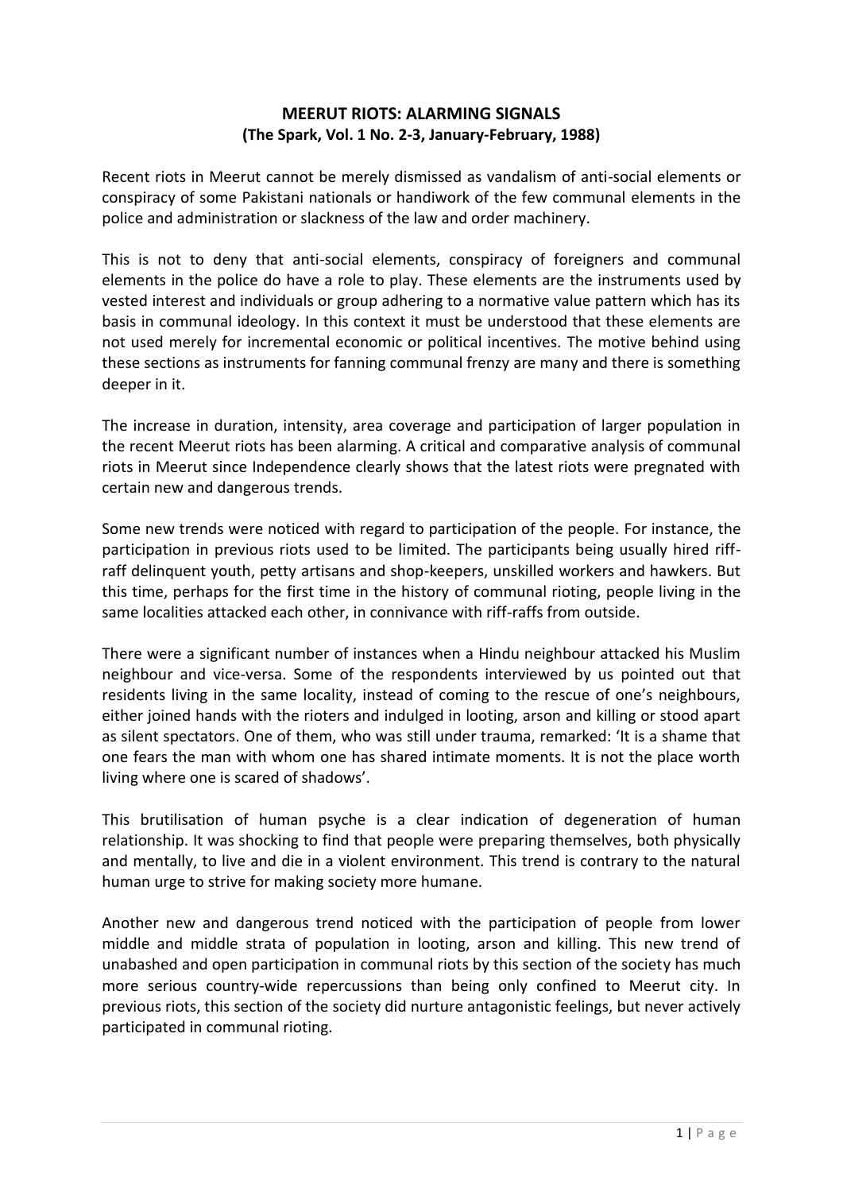# MEERUT RIOTS: ALARMING SIGNALS

**(The Spark, Vol. 1 No. 2-3, January-February, 1988)**

Recent riots in Meerut cannot be merely dismissed as vandalism of anti-social elements or conspiracy of some Pakistani nationals or handiwork of the few communal elements in the police and administration or slackness of the law and order machinery.

This is not to deny that anti-social elements, conspiracy of foreigners and communal elements in the police do have a role to play. These elements are the instruments used by vested interest and individuals or group adhering to a normative value pattern which has its basis in communal ideology. In this context it must be understood that these elements are not used merely for incremental economic or political incentives. The motive behind using these sections as instruments for fanning communal frenzy are many and there is something deeper in it.

The increase in duration, intensity, area coverage and participation of larger population in the recent Meerut riots has been alarming. A critical and comparative analysis of communal riots in Meerut since Independence clearly shows that the latest riots were pregnated with certain new and dangerous trends.

Some new trends were noticed with regard to participation of the people. For instance, the participation in previous riots used to be limited. The participants being usually hired riff-raff delinquent youth, petty artisans and shop-keepers, unskilled workers and hawkers. But this time, perhaps for the first time in the history of communal rioting, people living in the same localities attacked each other, in connivance with riff-raffs from outside.

There were a significant number of instances when a Hindu neighbour attacked his Muslim neighbour and vice-versa. Some of the respondents interviewed by us pointed out that residents living in the same locality, instead of coming to the rescue of one's neighbours, either joined hands with the rioters and indulged in looting, arson and killing or stood apart as silent spectators. One of them, who was still under trauma, remarked: 'It is a shame that one fears the man with whom one has shared intimate moments. It is not the place worth living where one is scared of shadows'.

This brutilisation of human psyche is a clear indication of degeneration of human relationship. It was shocking to find that people were preparing themselves, both physically and mentally, to live and die in a violent environment. This trend is contrary to the natural human urge to strive for making society more humane.

Another new and dangerous trend noticed with the participation of people from lower middle and middle strata of population in looting, arson and killing. This new trend of unabashed and open participation in communal riots by this section of the society has much more serious country-wide repercussions than being only confined to Meerut city. In previous riots, this section of the society did nurture antagonistic feelings, but never actively participated in communal rioting.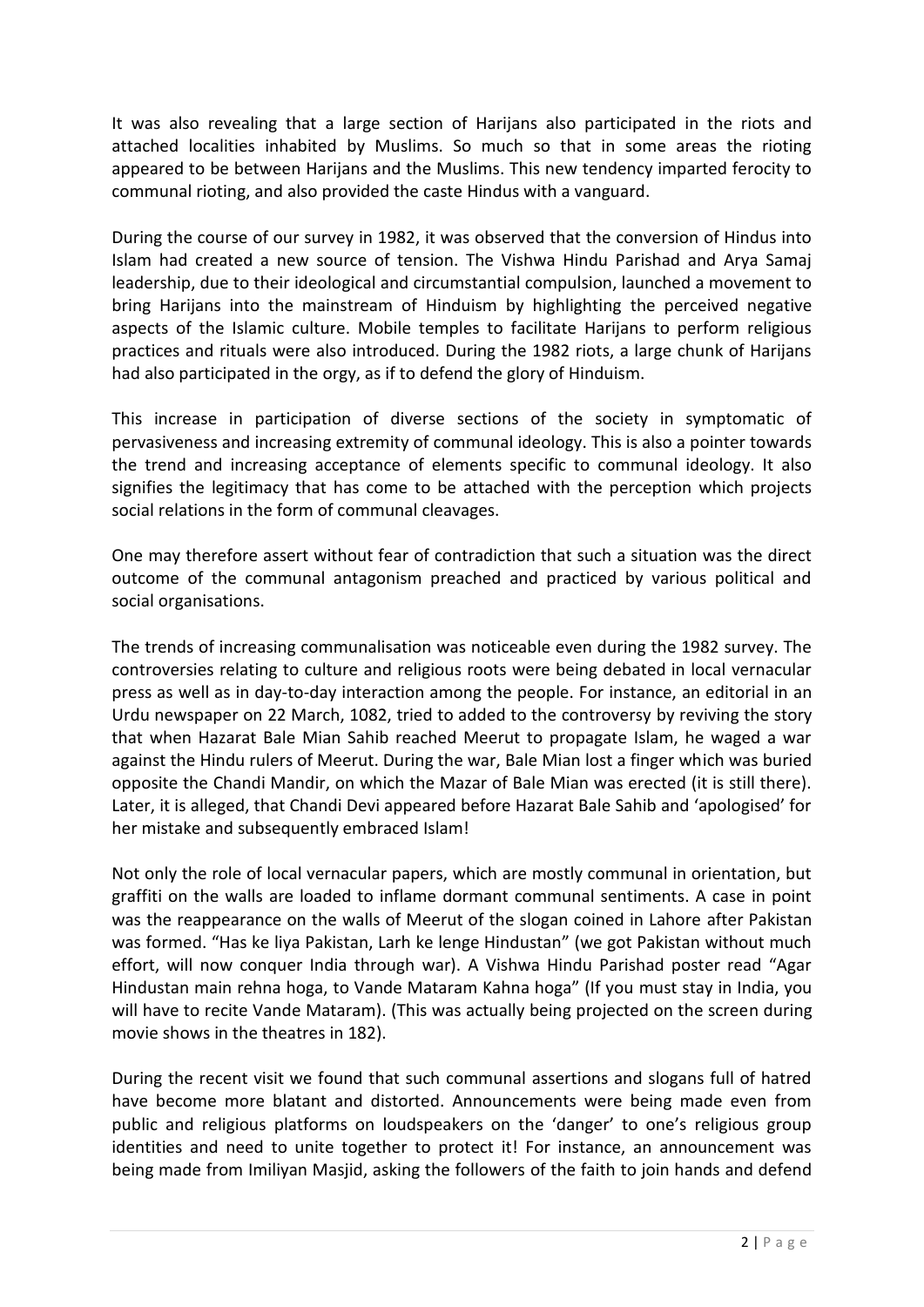It was also revealing that a large section of Harijans also participated in the riots and attached localities inhabited by Muslims. So much so that in some areas the rioting appeared to be between Harijans and the Muslims. This new tendency imparted ferocity to communal rioting, and also provided the caste Hindus with a vanguard.

During the course of our survey in 1982, it was observed that the conversion of Hindus into Islam had created a new source of tension. The Vishwa Hindu Parishad and Arya Samaj leadership, due to their ideological and circumstantial compulsion, launched a movement to bring Harijans into the mainstream of Hinduism by highlighting the perceived negative aspects of the Islamic culture. Mobile temples to facilitate Harijans to perform religious practices and rituals were also introduced. During the 1982 riots, a large chunk of Harijans had also participated in the orgy, as if to defend the glory of Hinduism.

This increase in participation of diverse sections of the society in symptomatic of pervasiveness and increasing extremity of communal ideology. This is also a pointer towards the trend and increasing acceptance of elements specific to communal ideology. It also signifies the legitimacy that has come to be attached with the perception which projects social relations in the form of communal cleavages.

One may therefore assert without fear of contradiction that such a situation was the direct outcome of the communal antagonism preached and practiced by various political and social organisations.

The trends of increasing communalisation was noticeable even during the 1982 survey. The controversies relating to culture and religious roots were being debated in local vernacular press as well as in day-to-day interaction among the people. For instance, an editorial in an Urdu newspaper on 22 March, 1082, tried to added to the controversy by reviving the story that when Hazarat Bale Mian Sahib reached Meerut to propagate Islam, he waged a war against the Hindu rulers of Meerut. During the war, Bale Mian lost a finger which was buried opposite the Chandi Mandir, on which the Mazar of Bale Mian was erected (it is still there). Later, it is alleged, that Chandi Devi appeared before Hazarat Bale Sahib and 'apologised' for her mistake and subsequently embraced Islam!

Not only the role of local vernacular papers, which are mostly communal in orientation, but graffiti on the walls are loaded to inflame dormant communal sentiments. A case in point was the reappearance on the walls of Meerut of the slogan coined in Lahore after Pakistan was formed. "Has ke liya Pakistan, Larh ke lenge Hindustan" (we got Pakistan without much effort, will now conquer India through war). A Vishwa Hindu Parishad poster read "Agar Hindustan main rehna hoga, to Vande Mataram Kahna hoga" (If you must stay in India, you will have to recite Vande Mataram). (This was actually being projected on the screen during movie shows in the theatres in 182).

During the recent visit we found that such communal assertions and slogans full of hatred have become more blatant and distorted. Announcements were being made even from public and religious platforms on loudspeakers on the 'danger' to one's religious group identities and need to unite together to protect it! For instance, an announcement was being made from Imiliyan Masjid, asking the followers of the faith to join hands and defend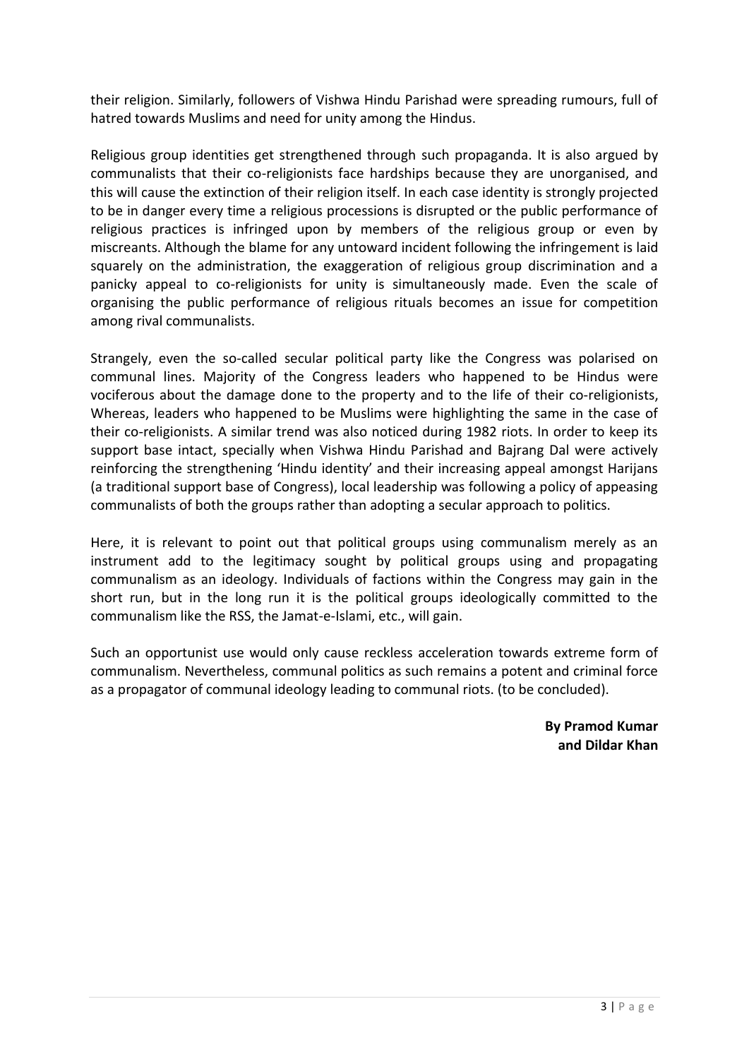their religion. Similarly, followers of Vishwa Hindu Parishad were spreading rumours, full of hatred towards Muslims and need for unity among the Hindus.

Religious group identities get strengthened through such propaganda. It is also argued by communalists that their co-religionists face hardships because they are unorganised, and this will cause the extinction of their religion itself. In each case identity is strongly projected to be in danger every time a religious processions is disrupted or the public performance of religious practices is infringed upon by members of the religious group or even by miscreants. Although the blame for any untoward incident following the infringement is laid squarely on the administration, the exaggeration of religious group discrimination and a panicky appeal to co-religionists for unity is simultaneously made. Even the scale of organising the public performance of religious rituals becomes an issue for competition among rival communalists.

Strangely, even the so-called secular political party like the Congress was polarised on communal lines. Majority of the Congress leaders who happened to be Hindus were vociferous about the damage done to the property and to the life of their co-religionists, Whereas, leaders who happened to be Muslims were highlighting the same in the case of their co-religionists. A similar trend was also noticed during 1982 riots. In order to keep its support base intact, specially when Vishwa Hindu Parishad and Bajrang Dal were actively reinforcing the strengthening 'Hindu identity' and their increasing appeal amongst Harijans (a traditional support base of Congress), local leadership was following a policy of appeasing communalists of both the groups rather than adopting a secular approach to politics.

Here, it is relevant to point out that political groups using communalism merely as an instrument add to the legitimacy sought by political groups using and propagating communalism as an ideology. Individuals of factions within the Congress may gain in the short run, but in the long run it is the political groups ideologically committed to the communalism like the RSS, the Jamat-e-Islami, etc., will gain.

Such an opportunist use would only cause reckless acceleration towards extreme form of communalism. Nevertheless, communal politics as such remains a potent and criminal force as a propagator of communal ideology leading to communal riots. (to be concluded).

**By Pramod Kumar**
**and Dildar Khan**